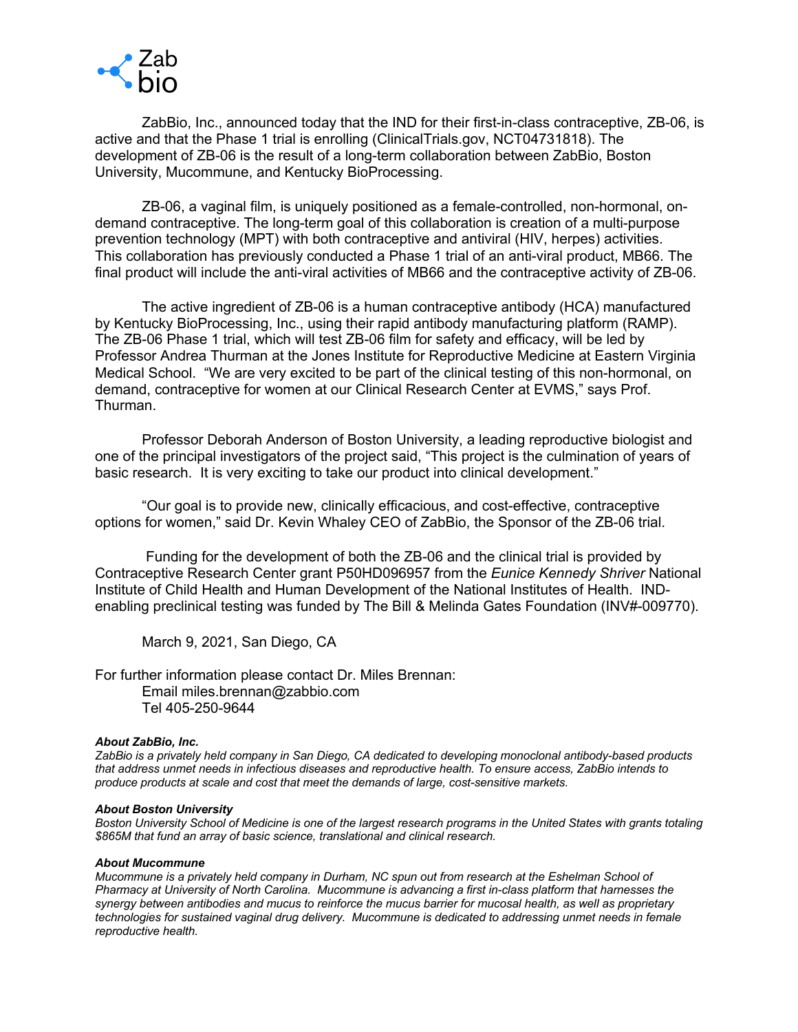Zab bio

ZabBio, Inc., announced today that the IND for their first-in-class contraceptive, ZB-06, is active and that the Phase 1 trial is enrolling (ClinicalTrials.gov, NCT04731818). The development of ZB-06 is the result of a long-term collaboration between ZabBio, Boston University, Mucommune, and Kentucky BioProcessing.

ZB-06, a vaginal film, is uniquely positioned as a female-controlled, non-hormonal, on-demand contraceptive. The long-term goal of this collaboration is creation of a multi-purpose prevention technology (MPT) with both contraceptive and antiviral (HIV, herpes) activities. This collaboration has previously conducted a Phase 1 trial of an anti-viral product, MB66. The final product will include the anti-viral activities of MB66 and the contraceptive activity of ZB-06.

The active ingredient of ZB-06 is a human contraceptive antibody (HCA) manufactured by Kentucky BioProcessing, Inc., using their rapid antibody manufacturing platform (RAMP). The ZB-06 Phase 1 trial, which will test ZB-06 film for safety and efficacy, will be led by Professor Andrea Thurman at the Jones Institute for Reproductive Medicine at Eastern Virginia Medical School. "We are very excited to be part of the clinical testing of this non-hormonal, on demand, contraceptive for women at our Clinical Research Center at EVMS," says Prof. Thurman.

Professor Deborah Anderson of Boston University, a leading reproductive biologist and one of the principal investigators of the project said, "This project is the culmination of years of basic research. It is very exciting to take our product into clinical development."

"Our goal is to provide new, clinically efficacious, and cost-effective, contraceptive options for women," said Dr. Kevin Whaley CEO of ZabBio, the Sponsor of the ZB-06 trial.

Funding for the development of both the ZB-06 and the clinical trial is provided by Contraceptive Research Center grant P50HD096957 from the *Eunice Kennedy Shriver* National Institute of Child Health and Human Development of the National Institutes of Health. IND-enabling preclinical testing was funded by The Bill & Melinda Gates Foundation (INV#-009770).

March 9, 2021, San Diego, CA

For further information please contact Dr. Miles Brennan:
Email miles.brennan@zabbio.com
Tel 405-250-9644

***About ZabBio, Inc.***
*ZabBio is a privately held company in San Diego, CA dedicated to developing monoclonal antibody-based products that address unmet needs in infectious diseases and reproductive health. To ensure access, ZabBio intends to produce products at scale and cost that meet the demands of large, cost-sensitive markets.*

***About Boston University***
*Boston University School of Medicine is one of the largest research programs in the United States with grants totaling $865M that fund an array of basic science, translational and clinical research.*

***About Mucommune***
*Mucommune is a privately held company in Durham, NC spun out from research at the Eshelman School of Pharmacy at University of North Carolina. Mucommune is advancing a first in-class platform that harnesses the synergy between antibodies and mucus to reinforce the mucus barrier for mucosal health, as well as proprietary technologies for sustained vaginal drug delivery. Mucommune is dedicated to addressing unmet needs in female reproductive health.*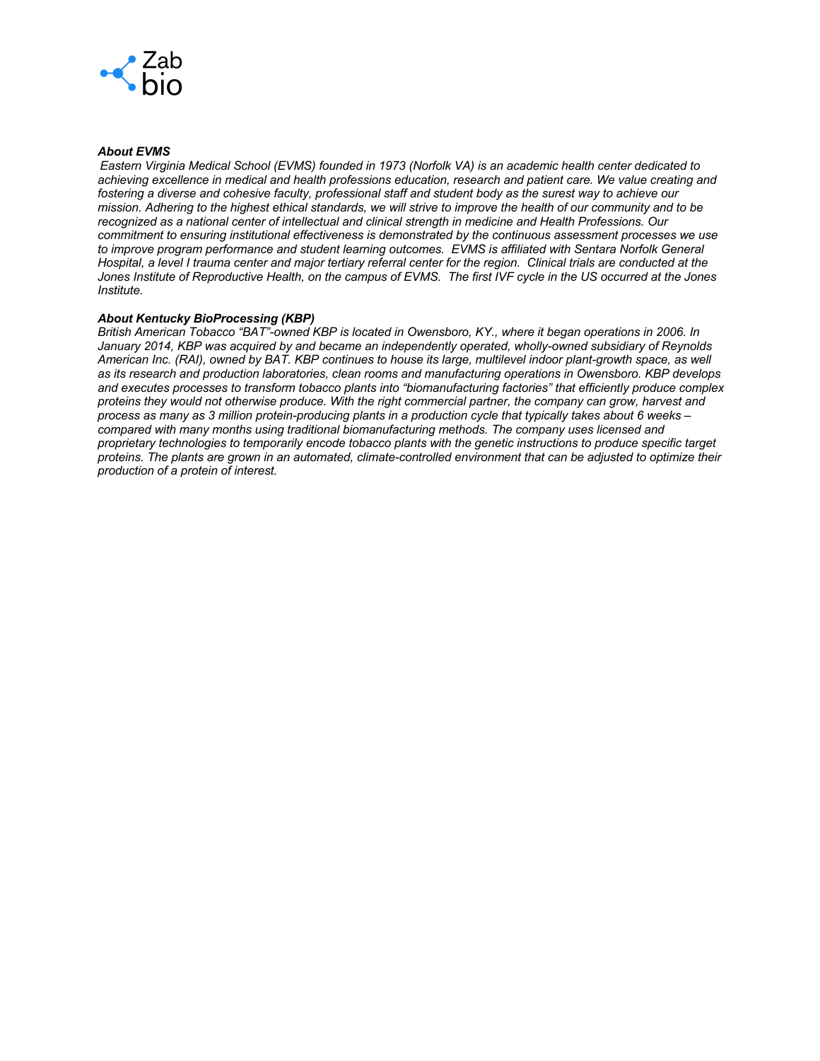Zab bio

***About EVMS***

*Eastern Virginia Medical School (EVMS) founded in 1973 (Norfolk VA) is an academic health center dedicated to achieving excellence in medical and health professions education, research and patient care. We value creating and fostering a diverse and cohesive faculty, professional staff and student body as the surest way to achieve our mission. Adhering to the highest ethical standards, we will strive to improve the health of our community and to be recognized as a national center of intellectual and clinical strength in medicine and Health Professions. Our commitment to ensuring institutional effectiveness is demonstrated by the continuous assessment processes we use to improve program performance and student learning outcomes. EVMS is affiliated with Sentara Norfolk General Hospital, a level I trauma center and major tertiary referral center for the region. Clinical trials are conducted at the Jones Institute of Reproductive Health, on the campus of EVMS. The first IVF cycle in the US occurred at the Jones Institute.*

***About Kentucky BioProcessing (KBP)***

*British American Tobacco "BAT"-owned KBP is located in Owensboro, KY., where it began operations in 2006. In January 2014, KBP was acquired by and became an independently operated, wholly-owned subsidiary of Reynolds American Inc. (RAI), owned by BAT. KBP continues to house its large, multilevel indoor plant-growth space, as well as its research and production laboratories, clean rooms and manufacturing operations in Owensboro. KBP develops and executes processes to transform tobacco plants into "biomanufacturing factories" that efficiently produce complex proteins they would not otherwise produce. With the right commercial partner, the company can grow, harvest and process as many as 3 million protein-producing plants in a production cycle that typically takes about 6 weeks – compared with many months using traditional biomanufacturing methods. The company uses licensed and proprietary technologies to temporarily encode tobacco plants with the genetic instructions to produce specific target proteins. The plants are grown in an automated, climate-controlled environment that can be adjusted to optimize their production of a protein of interest.*